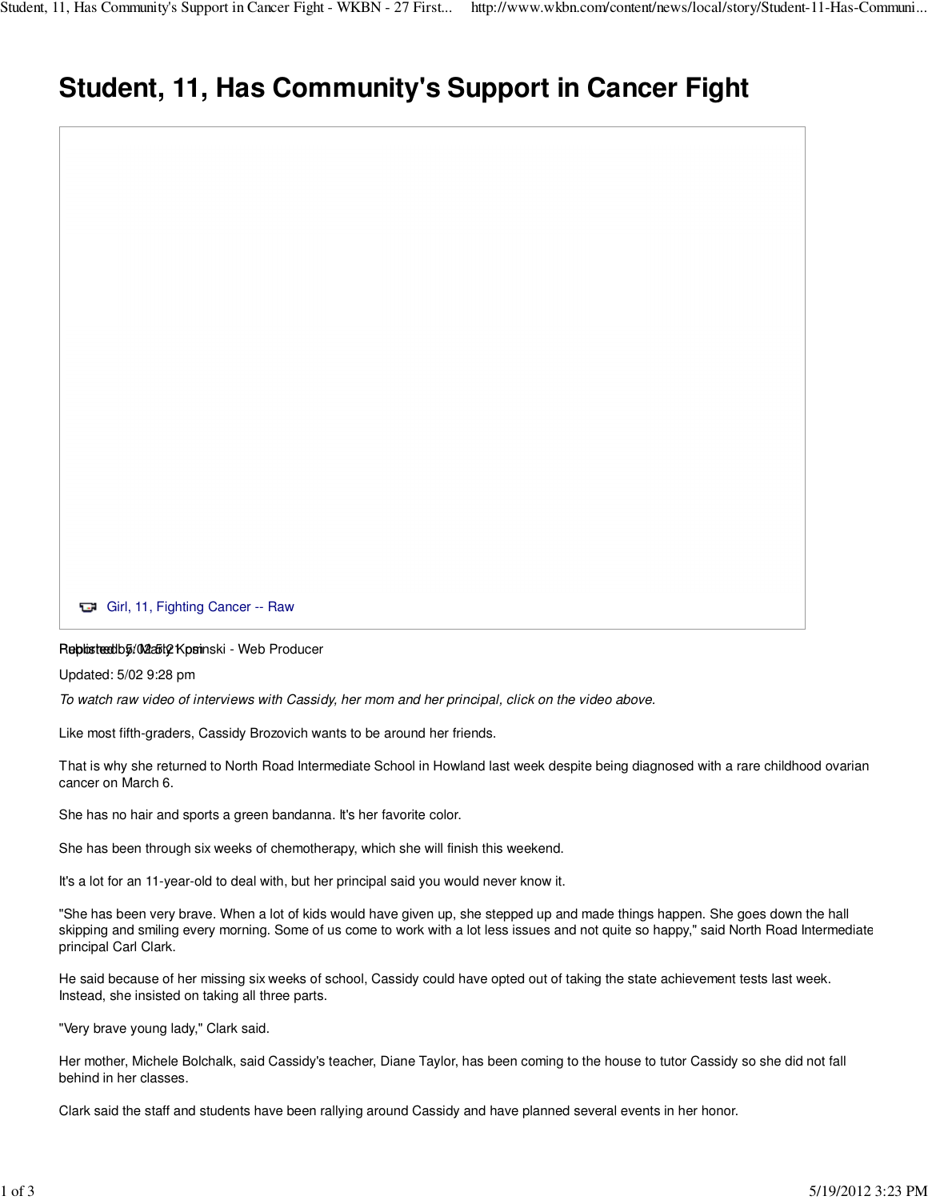# Student, 11, Has Community's Support in Cancer Fight

Girl, 11, Fighting Cancer -- Raw

Reported by: Marty Kosinski - Web Producer

Published: 5/02 5:21 pm

Updated: 5/02 9:28 pm

*To watch raw video of interviews with Cassidy, her mom and her principal, click on the video above.*

Like most fifth-graders, Cassidy Brozovich wants to be around her friends.

That is why she returned to North Road Intermediate School in Howland last week despite being diagnosed with a rare childhood ovarian cancer on March 6.

She has no hair and sports a green bandanna. It's her favorite color.

She has been through six weeks of chemotherapy, which she will finish this weekend.

It's a lot for an 11-year-old to deal with, but her principal said you would never know it.

"She has been very brave. When a lot of kids would have given up, she stepped up and made things happen. She goes down the hall skipping and smiling every morning. Some of us come to work with a lot less issues and not quite so happy," said North Road Intermediate principal Carl Clark.

He said because of her missing six weeks of school, Cassidy could have opted out of taking the state achievement tests last week. Instead, she insisted on taking all three parts.

"Very brave young lady," Clark said.

Her mother, Michele Bolchalk, said Cassidy's teacher, Diane Taylor, has been coming to the house to tutor Cassidy so she did not fall behind in her classes.

Clark said the staff and students have been rallying around Cassidy and have planned several events in her honor.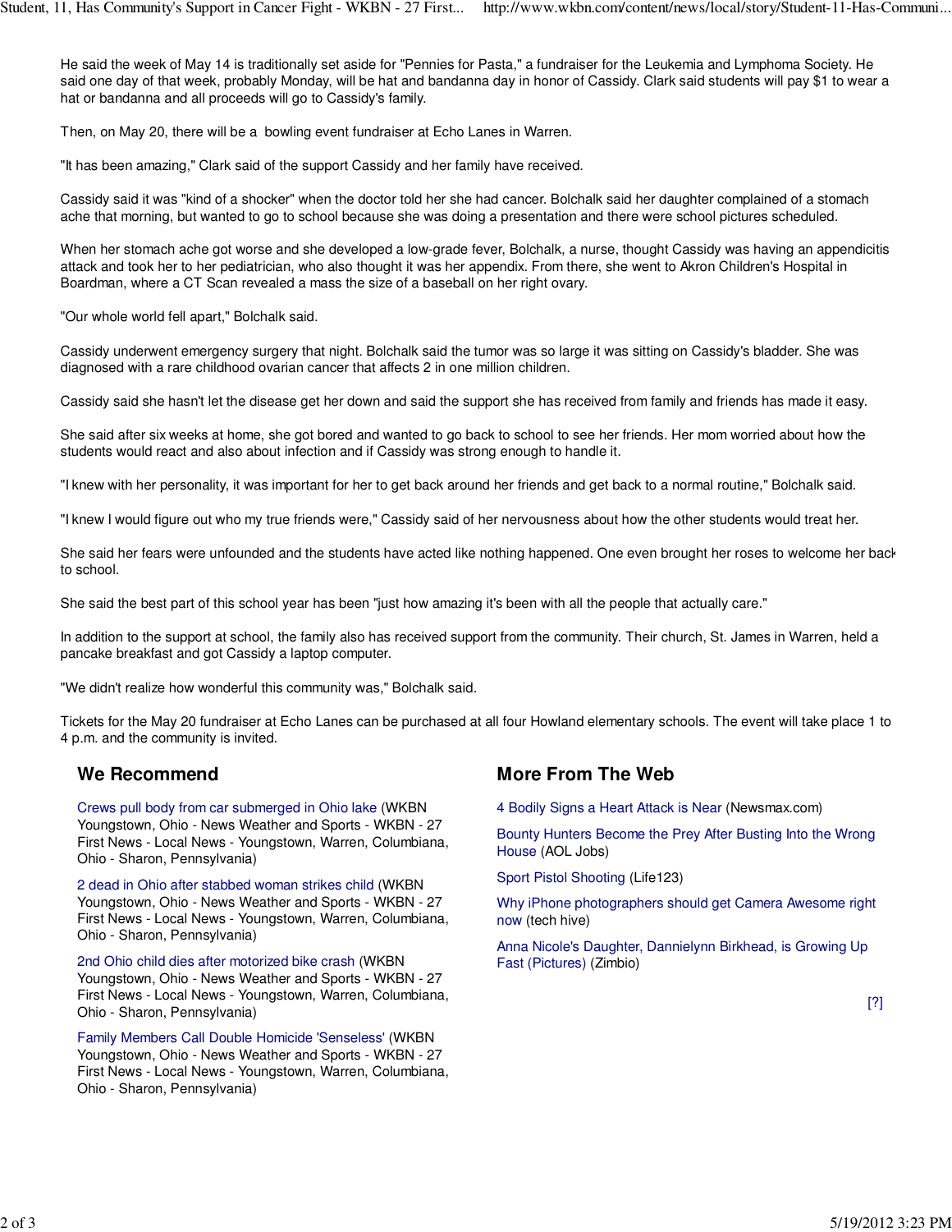He said the week of May 14 is traditionally set aside for "Pennies for Pasta," a fundraiser for the Leukemia and Lymphoma Society. He said one day of that week, probably Monday, will be hat and bandanna day in honor of Cassidy. Clark said students will pay $1 to wear a hat or bandanna and all proceeds will go to Cassidy's family.

Then, on May 20, there will be a bowling event fundraiser at Echo Lanes in Warren.

"It has been amazing," Clark said of the support Cassidy and her family have received.

Cassidy said it was "kind of a shocker" when the doctor told her she had cancer. Bolchalk said her daughter complained of a stomach ache that morning, but wanted to go to school because she was doing a presentation and there were school pictures scheduled.

When her stomach ache got worse and she developed a low-grade fever, Bolchalk, a nurse, thought Cassidy was having an appendicitis attack and took her to her pediatrician, who also thought it was her appendix. From there, she went to Akron Children's Hospital in Boardman, where a CT Scan revealed a mass the size of a baseball on her right ovary.

"Our whole world fell apart," Bolchalk said.

Cassidy underwent emergency surgery that night. Bolchalk said the tumor was so large it was sitting on Cassidy's bladder. She was diagnosed with a rare childhood ovarian cancer that affects 2 in one million children.

Cassidy said she hasn't let the disease get her down and said the support she has received from family and friends has made it easy.

She said after six weeks at home, she got bored and wanted to go back to school to see her friends. Her mom worried about how the students would react and also about infection and if Cassidy was strong enough to handle it.

"I knew with her personality, it was important for her to get back around her friends and get back to a normal routine," Bolchalk said.

"I knew I would figure out who my true friends were," Cassidy said of her nervousness about how the other students would treat her.

She said her fears were unfounded and the students have acted like nothing happened. One even brought her roses to welcome her back to school.

She said the best part of this school year has been "just how amazing it's been with all the people that actually care."

In addition to the support at school, the family also has received support from the community. Their church, St. James in Warren, held a pancake breakfast and got Cassidy a laptop computer.

"We didn't realize how wonderful this community was," Bolchalk said.

Tickets for the May 20 fundraiser at Echo Lanes can be purchased at all four Howland elementary schools. The event will take place 1 to 4 p.m. and the community is invited.

## We Recommend

- Crews pull body from car submerged in Ohio lake (WKBN Youngstown, Ohio - News Weather and Sports - WKBN - 27 First News - Local News - Youngstown, Warren, Columbiana, Ohio - Sharon, Pennsylvania)
- 2 dead in Ohio after stabbed woman strikes child (WKBN Youngstown, Ohio - News Weather and Sports - WKBN - 27 First News - Local News - Youngstown, Warren, Columbiana, Ohio - Sharon, Pennsylvania)
- 2nd Ohio child dies after motorized bike crash (WKBN Youngstown, Ohio - News Weather and Sports - WKBN - 27 First News - Local News - Youngstown, Warren, Columbiana, Ohio - Sharon, Pennsylvania)
- Family Members Call Double Homicide 'Senseless' (WKBN Youngstown, Ohio - News Weather and Sports - WKBN - 27 First News - Local News - Youngstown, Warren, Columbiana, Ohio - Sharon, Pennsylvania)

## More From The Web

- 4 Bodily Signs a Heart Attack is Near (Newsmax.com)
- Bounty Hunters Become the Prey After Busting Into the Wrong House (AOL Jobs)
- Sport Pistol Shooting (Life123)
- Why iPhone photographers should get Camera Awesome right now (tech hive)
- Anna Nicole's Daughter, Dannielynn Birkhead, is Growing Up Fast (Pictures) (Zimbio)

[?]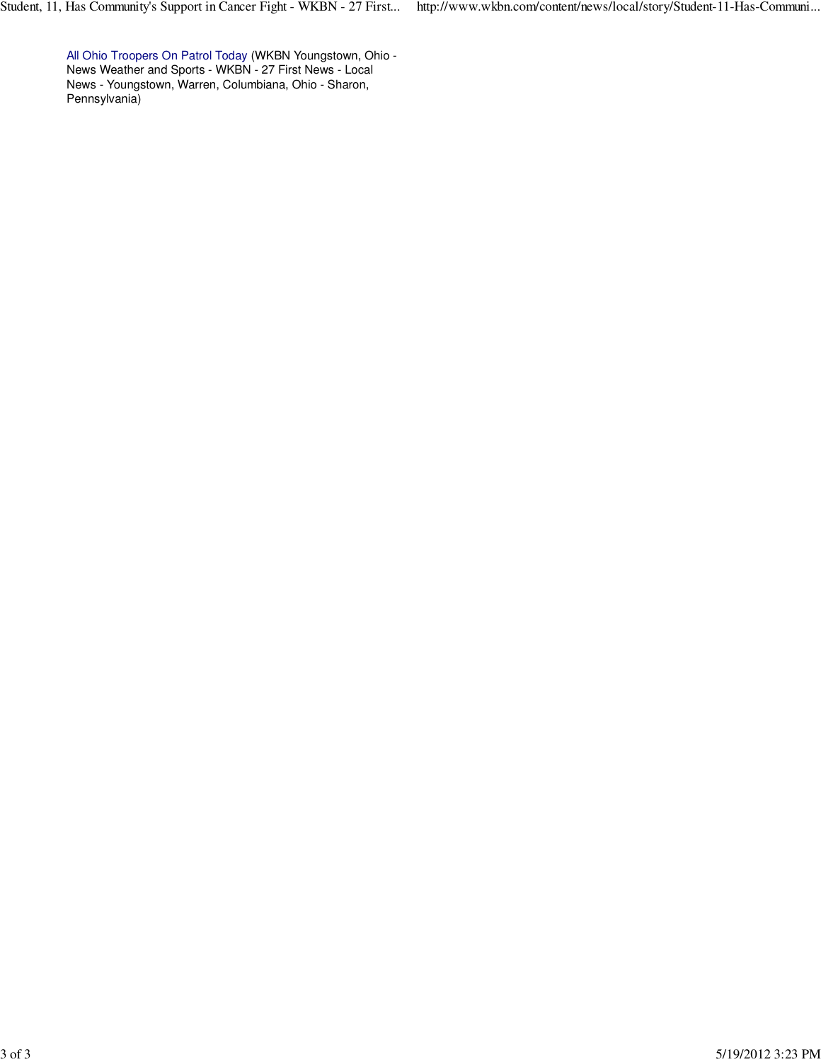All Ohio Troopers On Patrol Today (WKBN Youngstown, Ohio - News Weather and Sports - WKBN - 27 First News - Local News - Youngstown, Warren, Columbiana, Ohio - Sharon, Pennsylvania)